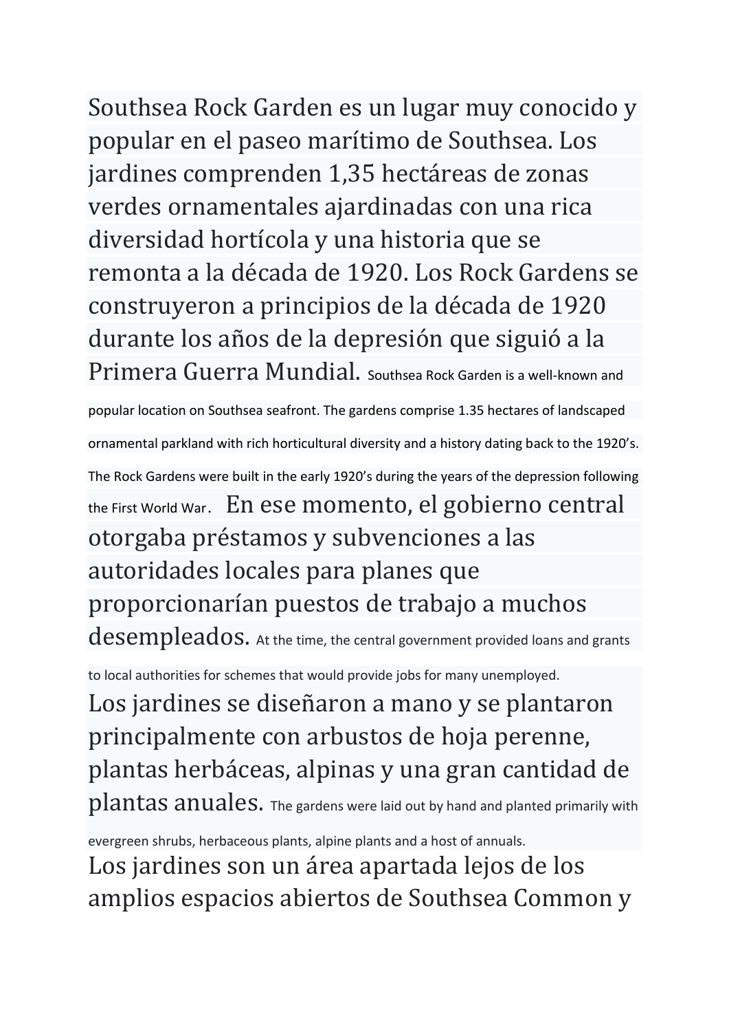Southsea Rock Garden es un lugar muy conocido y popular en el paseo marítimo de Southsea. Los jardines comprenden 1,35 hectáreas de zonas verdes ornamentales ajardinadas con una rica diversidad hortícola y una historia que se remonta a la década de 1920. Los Rock Gardens se construyeron a principios de la década de 1920 durante los años de la depresión que siguió a la Primera Guerra Mundial. Southsea Rock Garden is a well-known and popular location on Southsea seafront. The gardens comprise 1.35 hectares of landscaped ornamental parkland with rich horticultural diversity and a history dating back to the 1920's. The Rock Gardens were built in the early 1920's during the years of the depression following the First World War. En ese momento, el gobierno central otorgaba préstamos y subvenciones a las autoridades locales para planes que proporcionarían puestos de trabajo a muchos desempleados. At the time, the central government provided loans and grants to local authorities for schemes that would provide jobs for many unemployed.

Los jardines se diseñaron a mano y se plantaron principalmente con arbustos de hoja perenne, plantas herbáceas, alpinas y una gran cantidad de plantas anuales. The gardens were laid out by hand and planted primarily with evergreen shrubs, herbaceous plants, alpine plants and a host of annuals.

Los jardines son un área apartada lejos de los amplios espacios abiertos de Southsea Common y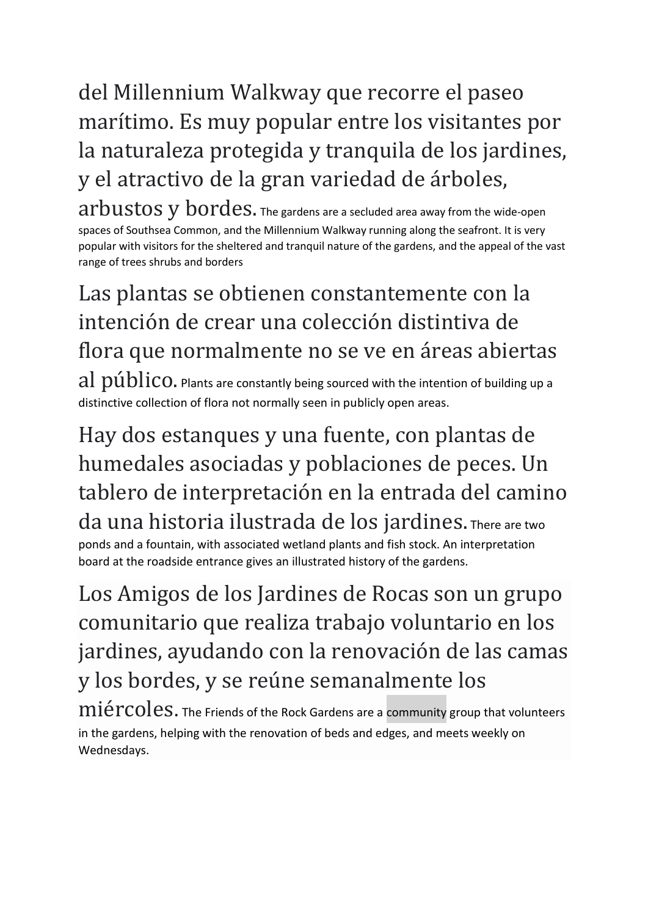del Millennium Walkway que recorre el paseo marítimo. Es muy popular entre los visitantes por la naturaleza protegida y tranquila de los jardines, y el atractivo de la gran variedad de árboles, arbustos y bordes. The gardens are a secluded area away from the wide-open spaces of Southsea Common, and the Millennium Walkway running along the seafront. It is very popular with visitors for the sheltered and tranquil nature of the gardens, and the appeal of the vast range of trees shrubs and borders

Las plantas se obtienen constantemente con la intención de crear una colección distintiva de flora que normalmente no se ve en áreas abiertas al público. Plants are constantly being sourced with the intention of building up a distinctive collection of flora not normally seen in publicly open areas.

Hay dos estanques y una fuente, con plantas de humedales asociadas y poblaciones de peces. Un tablero de interpretación en la entrada del camino da una historia ilustrada de los jardines. There are two ponds and a fountain, with associated wetland plants and fish stock. An interpretation board at the roadside entrance gives an illustrated history of the gardens.

Los Amigos de los Jardines de Rocas son un grupo comunitario que realiza trabajo voluntario en los jardines, ayudando con la renovación de las camas y los bordes, y se reúne semanalmente los miércoles. The Friends of the Rock Gardens are a community group that volunteers in the gardens, helping with the renovation of beds and edges, and meets weekly on Wednesdays.